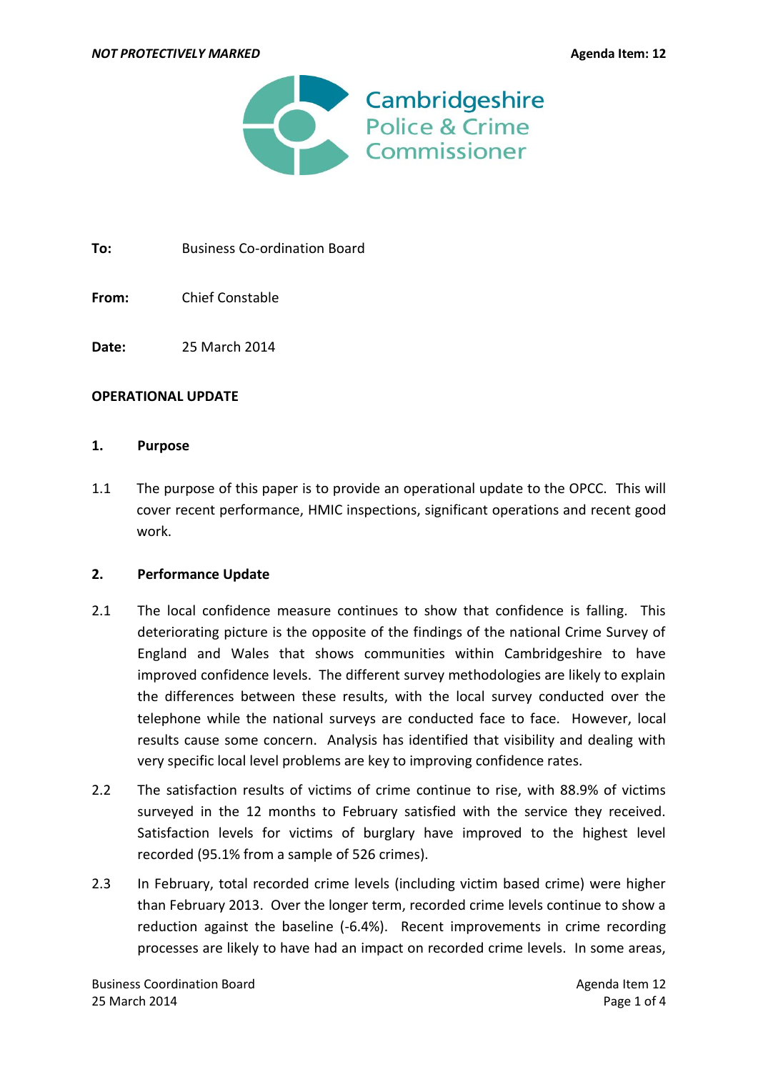*NOT PROTECTIVELY MARKED* **Agenda Item: 12**

Cambridgeshire
Police & Crime
Commissioner

**To:** Business Co-ordination Board

**From:** Chief Constable

**Date:** 25 March 2014

**OPERATIONAL UPDATE**

## 1. Purpose

1.1 The purpose of this paper is to provide an operational update to the OPCC. This will cover recent performance, HMIC inspections, significant operations and recent good work.

## 2. Performance Update

2.1 The local confidence measure continues to show that confidence is falling. This deteriorating picture is the opposite of the findings of the national Crime Survey of England and Wales that shows communities within Cambridgeshire to have improved confidence levels. The different survey methodologies are likely to explain the differences between these results, with the local survey conducted over the telephone while the national surveys are conducted face to face. However, local results cause some concern. Analysis has identified that visibility and dealing with very specific local level problems are key to improving confidence rates.

2.2 The satisfaction results of victims of crime continue to rise, with 88.9% of victims surveyed in the 12 months to February satisfied with the service they received. Satisfaction levels for victims of burglary have improved to the highest level recorded (95.1% from a sample of 526 crimes).

2.3 In February, total recorded crime levels (including victim based crime) were higher than February 2013. Over the longer term, recorded crime levels continue to show a reduction against the baseline (-6.4%). Recent improvements in crime recording processes are likely to have had an impact on recorded crime levels. In some areas,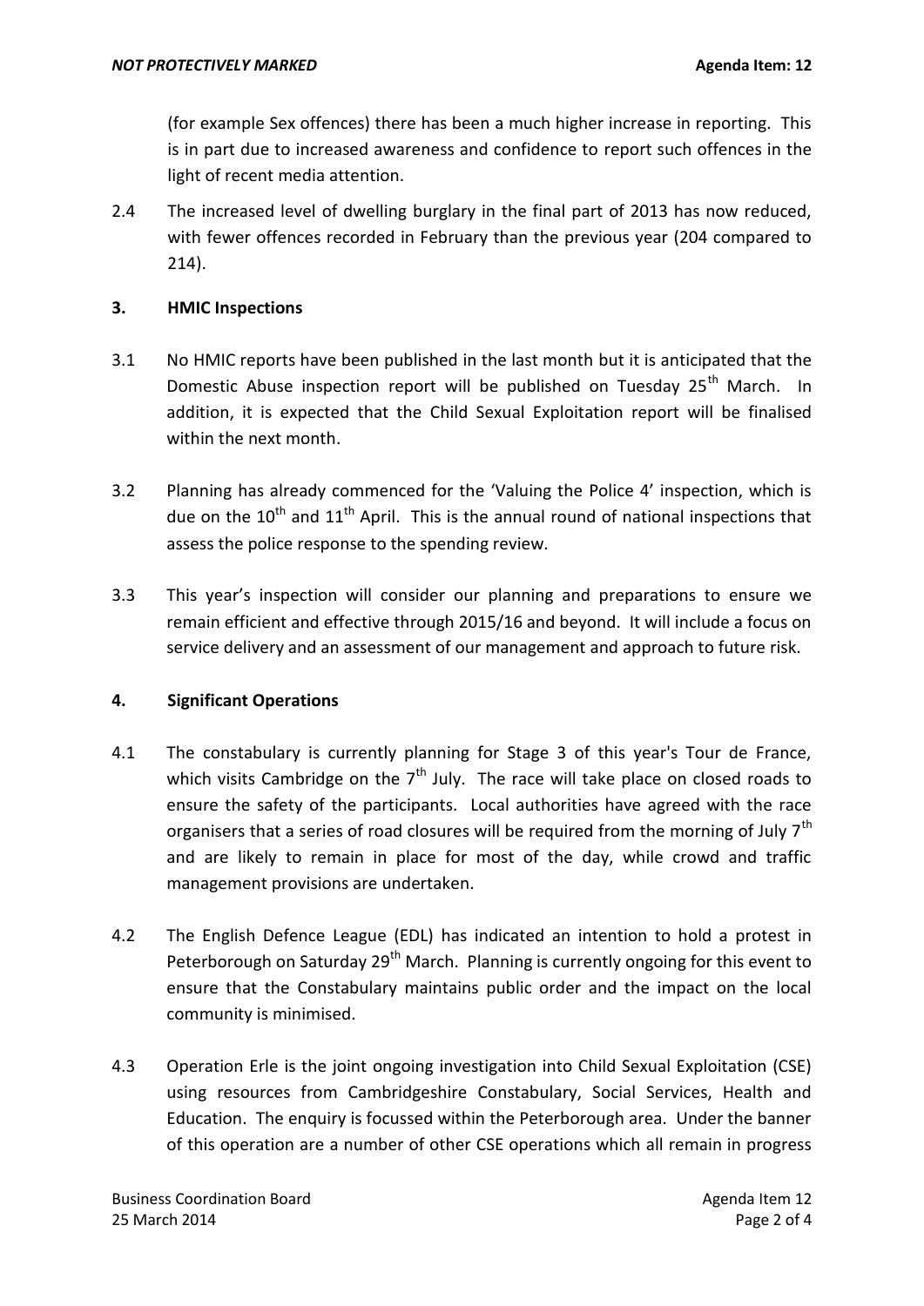(for example Sex offences) there has been a much higher increase in reporting. This is in part due to increased awareness and confidence to report such offences in the light of recent media attention.

2.4 The increased level of dwelling burglary in the final part of 2013 has now reduced, with fewer offences recorded in February than the previous year (204 compared to 214).

## 3. HMIC Inspections

3.1 No HMIC reports have been published in the last month but it is anticipated that the Domestic Abuse inspection report will be published on Tuesday 25th March. In addition, it is expected that the Child Sexual Exploitation report will be finalised within the next month.

3.2 Planning has already commenced for the 'Valuing the Police 4' inspection, which is due on the 10th and 11th April. This is the annual round of national inspections that assess the police response to the spending review.

3.3 This year's inspection will consider our planning and preparations to ensure we remain efficient and effective through 2015/16 and beyond. It will include a focus on service delivery and an assessment of our management and approach to future risk.

## 4. Significant Operations

4.1 The constabulary is currently planning for Stage 3 of this year's Tour de France, which visits Cambridge on the 7th July. The race will take place on closed roads to ensure the safety of the participants. Local authorities have agreed with the race organisers that a series of road closures will be required from the morning of July 7th and are likely to remain in place for most of the day, while crowd and traffic management provisions are undertaken.

4.2 The English Defence League (EDL) has indicated an intention to hold a protest in Peterborough on Saturday 29th March. Planning is currently ongoing for this event to ensure that the Constabulary maintains public order and the impact on the local community is minimised.

4.3 Operation Erle is the joint ongoing investigation into Child Sexual Exploitation (CSE) using resources from Cambridgeshire Constabulary, Social Services, Health and Education. The enquiry is focussed within the Peterborough area. Under the banner of this operation are a number of other CSE operations which all remain in progress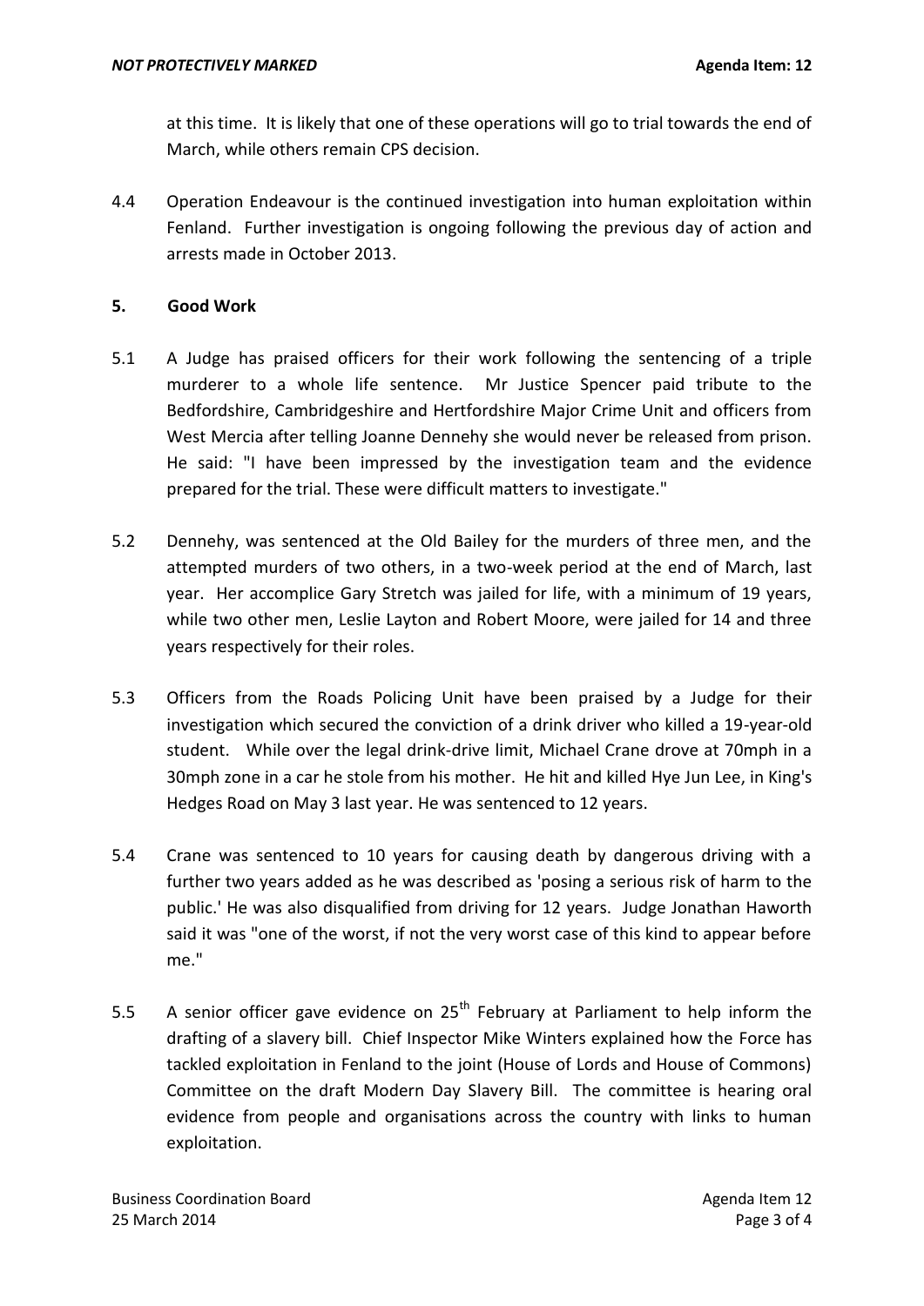at this time. It is likely that one of these operations will go to trial towards the end of March, while others remain CPS decision.

4.4 Operation Endeavour is the continued investigation into human exploitation within Fenland. Further investigation is ongoing following the previous day of action and arrests made in October 2013.

## 5. Good Work

5.1 A Judge has praised officers for their work following the sentencing of a triple murderer to a whole life sentence. Mr Justice Spencer paid tribute to the Bedfordshire, Cambridgeshire and Hertfordshire Major Crime Unit and officers from West Mercia after telling Joanne Dennehy she would never be released from prison. He said: "I have been impressed by the investigation team and the evidence prepared for the trial. These were difficult matters to investigate."

5.2 Dennehy, was sentenced at the Old Bailey for the murders of three men, and the attempted murders of two others, in a two-week period at the end of March, last year. Her accomplice Gary Stretch was jailed for life, with a minimum of 19 years, while two other men, Leslie Layton and Robert Moore, were jailed for 14 and three years respectively for their roles.

5.3 Officers from the Roads Policing Unit have been praised by a Judge for their investigation which secured the conviction of a drink driver who killed a 19-year-old student. While over the legal drink-drive limit, Michael Crane drove at 70mph in a 30mph zone in a car he stole from his mother. He hit and killed Hye Jun Lee, in King's Hedges Road on May 3 last year. He was sentenced to 12 years.

5.4 Crane was sentenced to 10 years for causing death by dangerous driving with a further two years added as he was described as 'posing a serious risk of harm to the public.' He was also disqualified from driving for 12 years. Judge Jonathan Haworth said it was "one of the worst, if not the very worst case of this kind to appear before me."

5.5 A senior officer gave evidence on 25th February at Parliament to help inform the drafting of a slavery bill. Chief Inspector Mike Winters explained how the Force has tackled exploitation in Fenland to the joint (House of Lords and House of Commons) Committee on the draft Modern Day Slavery Bill. The committee is hearing oral evidence from people and organisations across the country with links to human exploitation.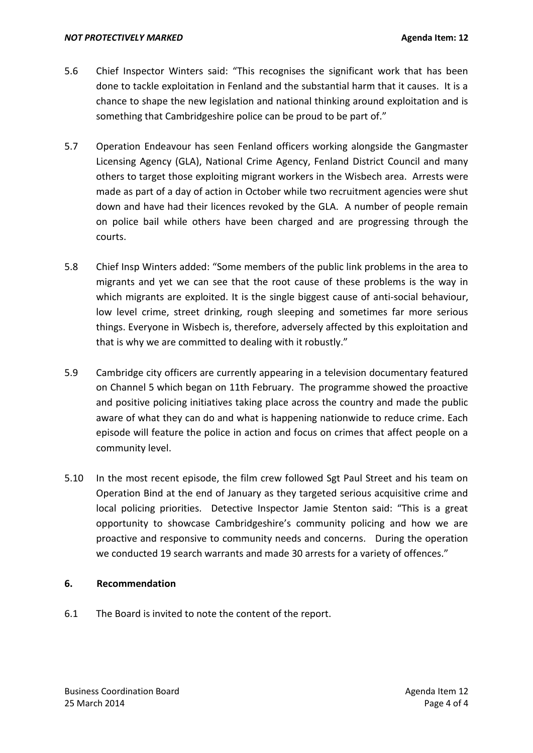5.6 Chief Inspector Winters said: "This recognises the significant work that has been done to tackle exploitation in Fenland and the substantial harm that it causes. It is a chance to shape the new legislation and national thinking around exploitation and is something that Cambridgeshire police can be proud to be part of."

5.7 Operation Endeavour has seen Fenland officers working alongside the Gangmaster Licensing Agency (GLA), National Crime Agency, Fenland District Council and many others to target those exploiting migrant workers in the Wisbech area. Arrests were made as part of a day of action in October while two recruitment agencies were shut down and have had their licences revoked by the GLA. A number of people remain on police bail while others have been charged and are progressing through the courts.

5.8 Chief Insp Winters added: "Some members of the public link problems in the area to migrants and yet we can see that the root cause of these problems is the way in which migrants are exploited. It is the single biggest cause of anti-social behaviour, low level crime, street drinking, rough sleeping and sometimes far more serious things. Everyone in Wisbech is, therefore, adversely affected by this exploitation and that is why we are committed to dealing with it robustly."

5.9 Cambridge city officers are currently appearing in a television documentary featured on Channel 5 which began on 11th February. The programme showed the proactive and positive policing initiatives taking place across the country and made the public aware of what they can do and what is happening nationwide to reduce crime. Each episode will feature the police in action and focus on crimes that affect people on a community level.

5.10 In the most recent episode, the film crew followed Sgt Paul Street and his team on Operation Bind at the end of January as they targeted serious acquisitive crime and local policing priorities. Detective Inspector Jamie Stenton said: "This is a great opportunity to showcase Cambridgeshire's community policing and how we are proactive and responsive to community needs and concerns. During the operation we conducted 19 search warrants and made 30 arrests for a variety of offences."

## 6. Recommendation

6.1 The Board is invited to note the content of the report.